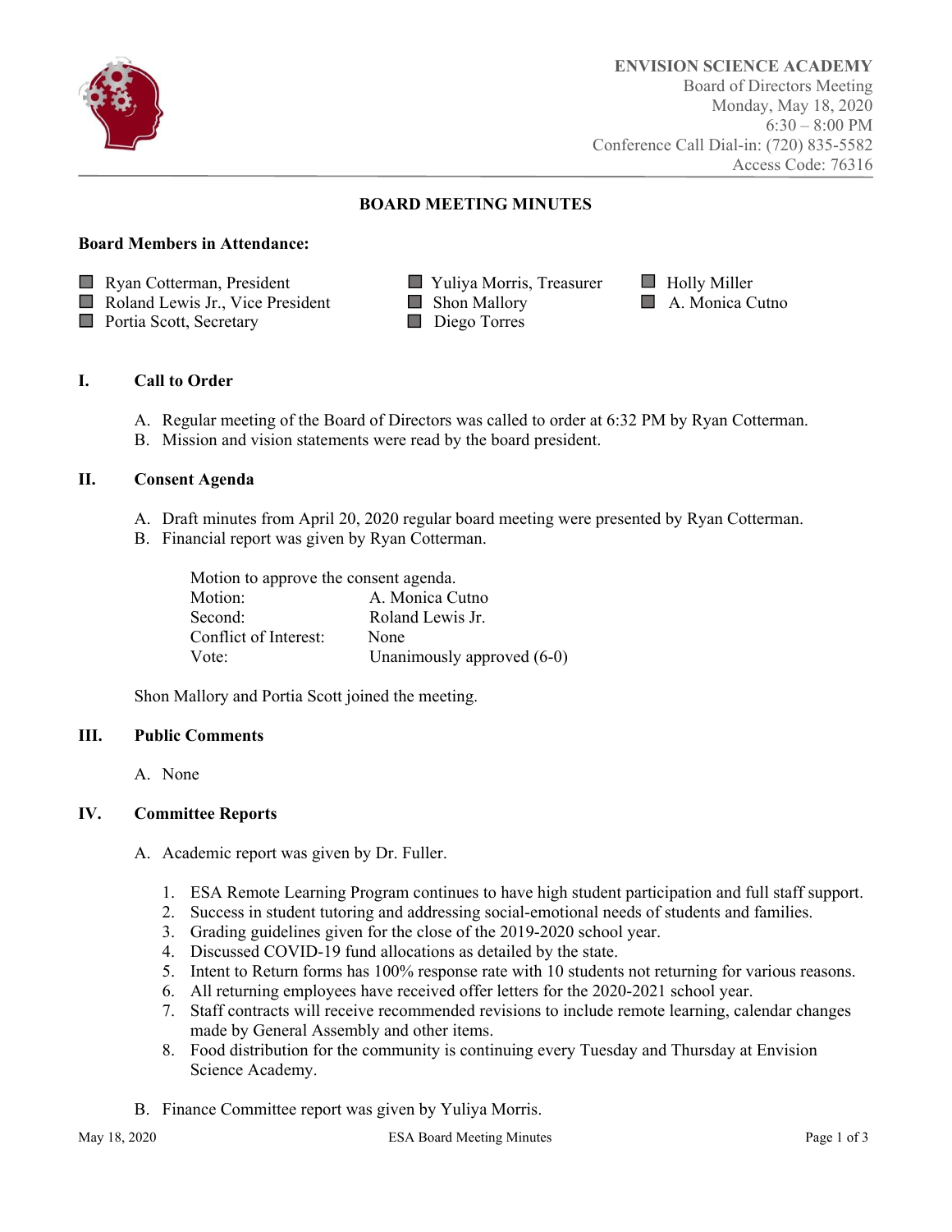**ENVISION SCIENCE ACADEMY**
Board of Directors Meeting
Monday, May 18, 2020
6:30 – 8:00 PM
Conference Call Dial-in: (720) 835-5582
Access Code: 76316

## BOARD MEETING MINUTES

**Board Members in Attendance:**

- Ryan Cotterman, President
- Roland Lewis Jr., Vice President
- Portia Scott, Secretary
- Yuliya Morris, Treasurer
- Shon Mallory
- Diego Torres
- Holly Miller
- A. Monica Cutno

### I. Call to Order

A. Regular meeting of the Board of Directors was called to order at 6:32 PM by Ryan Cotterman.
B. Mission and vision statements were read by the board president.

### II. Consent Agenda

A. Draft minutes from April 20, 2020 regular board meeting were presented by Ryan Cotterman.
B. Financial report was given by Ryan Cotterman.

Motion to approve the consent agenda.
Motion: A. Monica Cutno
Second: Roland Lewis Jr.
Conflict of Interest: None
Vote: Unanimously approved (6-0)

Shon Mallory and Portia Scott joined the meeting.

### III. Public Comments

A. None

### IV. Committee Reports

A. Academic report was given by Dr. Fuller.

1. ESA Remote Learning Program continues to have high student participation and full staff support.
2. Success in student tutoring and addressing social-emotional needs of students and families.
3. Grading guidelines given for the close of the 2019-2020 school year.
4. Discussed COVID-19 fund allocations as detailed by the state.
5. Intent to Return forms has 100% response rate with 10 students not returning for various reasons.
6. All returning employees have received offer letters for the 2020-2021 school year.
7. Staff contracts will receive recommended revisions to include remote learning, calendar changes made by General Assembly and other items.
8. Food distribution for the community is continuing every Tuesday and Thursday at Envision Science Academy.

B. Finance Committee report was given by Yuliya Morris.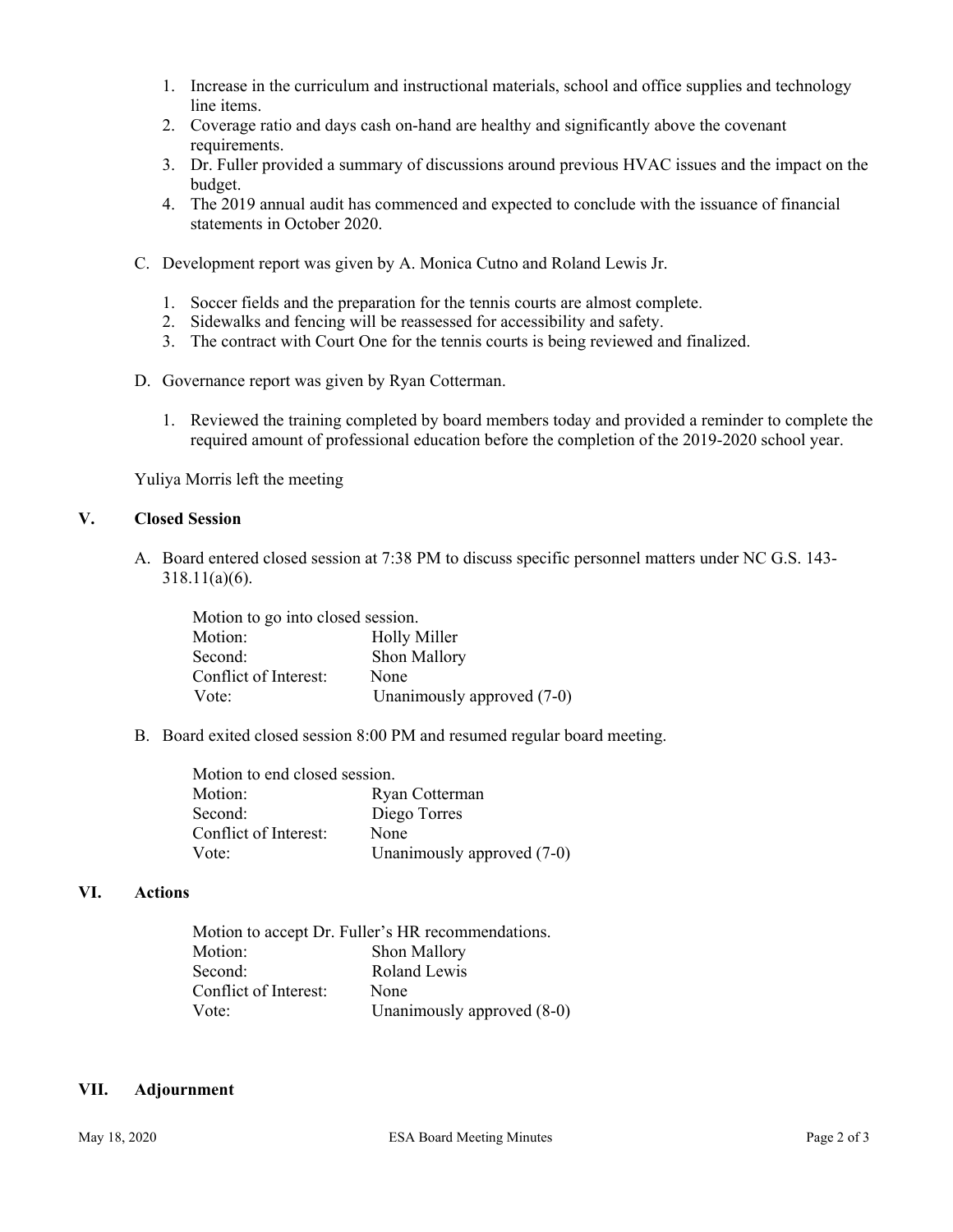1. Increase in the curriculum and instructional materials, school and office supplies and technology line items.
2. Coverage ratio and days cash on-hand are healthy and significantly above the covenant requirements.
3. Dr. Fuller provided a summary of discussions around previous HVAC issues and the impact on the budget.
4. The 2019 annual audit has commenced and expected to conclude with the issuance of financial statements in October 2020.

C. Development report was given by A. Monica Cutno and Roland Lewis Jr.

1. Soccer fields and the preparation for the tennis courts are almost complete.
2. Sidewalks and fencing will be reassessed for accessibility and safety.
3. The contract with Court One for the tennis courts is being reviewed and finalized.

D. Governance report was given by Ryan Cotterman.

1. Reviewed the training completed by board members today and provided a reminder to complete the required amount of professional education before the completion of the 2019-2020 school year.

Yuliya Morris left the meeting

## V. Closed Session

A. Board entered closed session at 7:38 PM to discuss specific personnel matters under NC G.S. 143-318.11(a)(6).

Motion to go into closed session.
Motion: Holly Miller
Second: Shon Mallory
Conflict of Interest: None
Vote: Unanimously approved (7-0)

B. Board exited closed session 8:00 PM and resumed regular board meeting.

Motion to end closed session.
Motion: Ryan Cotterman
Second: Diego Torres
Conflict of Interest: None
Vote: Unanimously approved (7-0)

## VI. Actions

Motion to accept Dr. Fuller's HR recommendations.
Motion: Shon Mallory
Second: Roland Lewis
Conflict of Interest: None
Vote: Unanimously approved (8-0)

## VII. Adjournment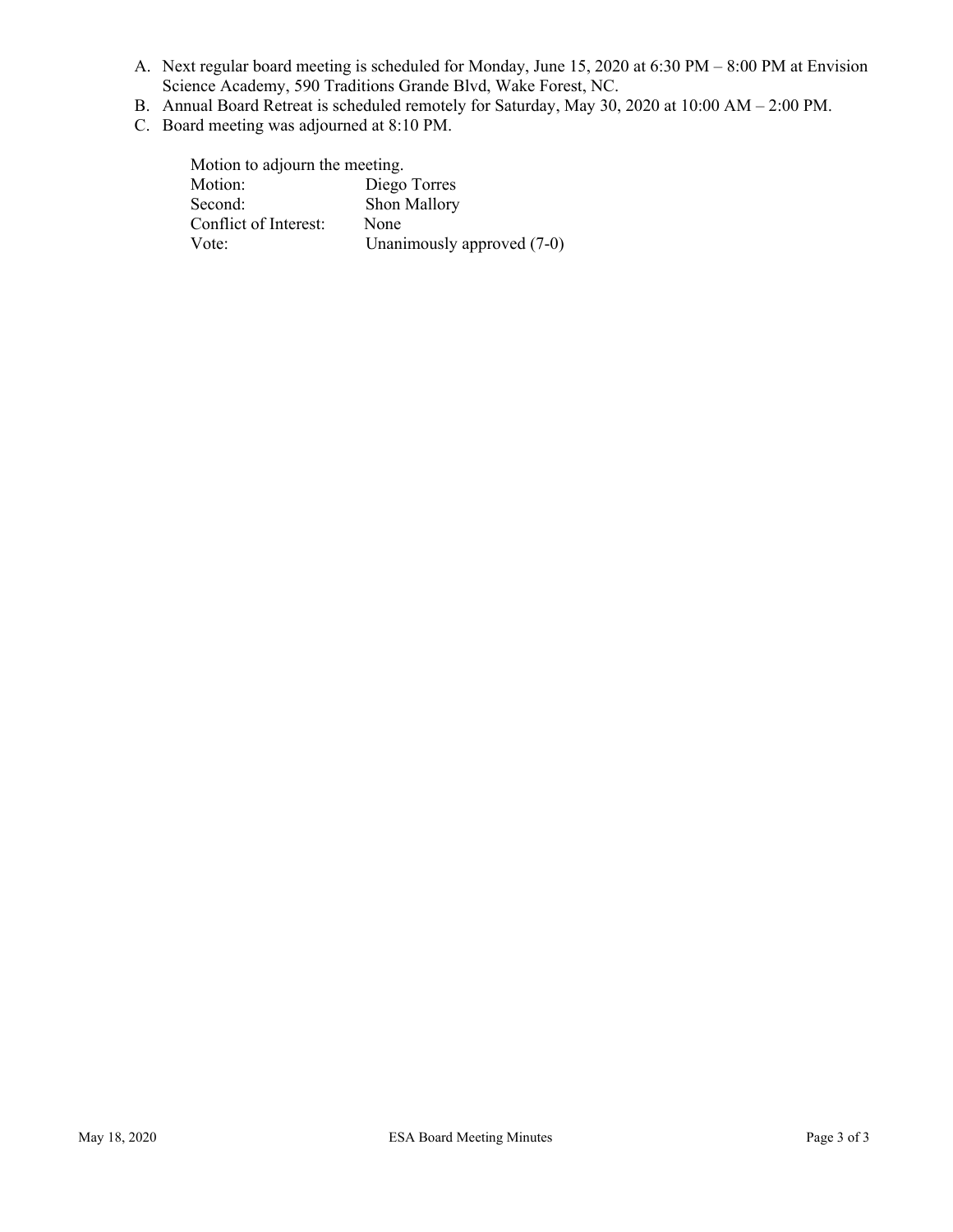A. Next regular board meeting is scheduled for Monday, June 15, 2020 at 6:30 PM – 8:00 PM at Envision Science Academy, 590 Traditions Grande Blvd, Wake Forest, NC.
B. Annual Board Retreat is scheduled remotely for Saturday, May 30, 2020 at 10:00 AM – 2:00 PM.
C. Board meeting was adjourned at 8:10 PM.

Motion to adjourn the meeting.

| | |
|---|---|
| Motion: | Diego Torres |
| Second: | Shon Mallory |
| Conflict of Interest: | None |
| Vote: | Unanimously approved (7-0) |